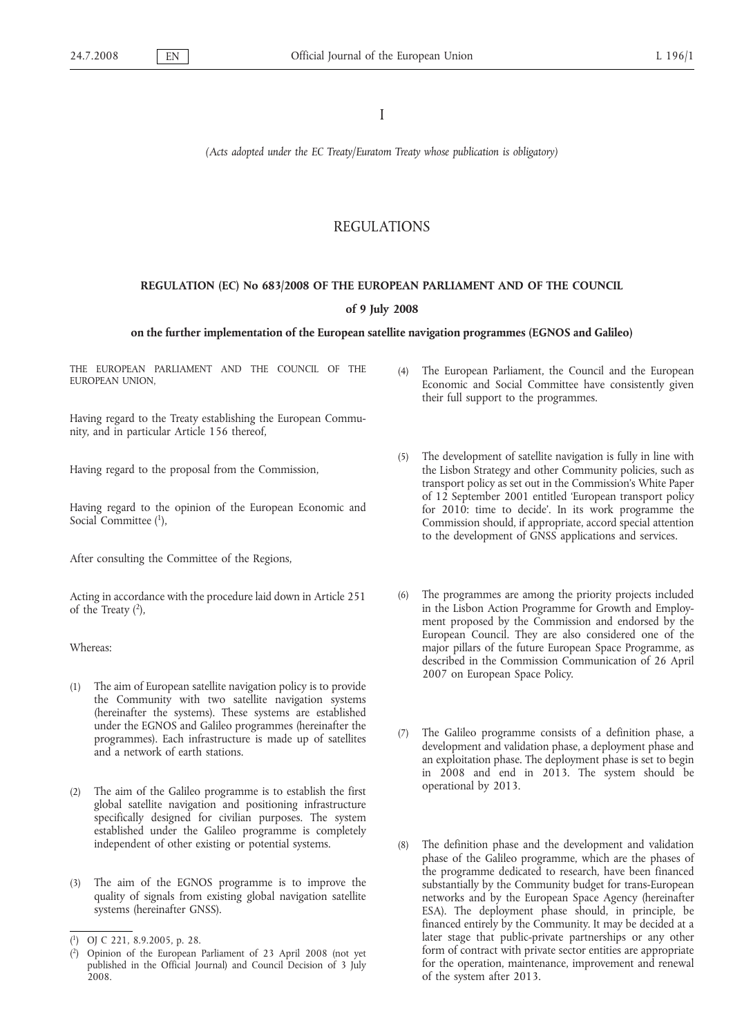I

*(Acts adopted under the EC Treaty/Euratom Treaty whose publication is obligatory)*

# REGULATIONS

## REGULATION (EC) No 683/2008 OF THE EUROPEAN PARLIAMENT AND OF THE COUNCIL

### of 9 July 2008

### on the further implementation of the European satellite navigation programmes (EGNOS and Galileo)

THE EUROPEAN PARLIAMENT AND THE COUNCIL OF THE EUROPEAN UNION,

Having regard to the Treaty establishing the European Community, and in particular Article 156 thereof,

Having regard to the proposal from the Commission,

Having regard to the opinion of the European Economic and Social Committee [1],

After consulting the Committee of the Regions,

Acting in accordance with the procedure laid down in Article 251 of the Treaty [2],

Whereas:

(1) The aim of European satellite navigation policy is to provide the Community with two satellite navigation systems (hereinafter the systems). These systems are established under the EGNOS and Galileo programmes (hereinafter the programmes). Each infrastructure is made up of satellites and a network of earth stations.

(2) The aim of the Galileo programme is to establish the first global satellite navigation and positioning infrastructure specifically designed for civilian purposes. The system established under the Galileo programme is completely independent of other existing or potential systems.

(3) The aim of the EGNOS programme is to improve the quality of signals from existing global navigation satellite systems (hereinafter GNSS).

(4) The European Parliament, the Council and the European Economic and Social Committee have consistently given their full support to the programmes.

(5) The development of satellite navigation is fully in line with the Lisbon Strategy and other Community policies, such as transport policy as set out in the Commission's White Paper of 12 September 2001 entitled 'European transport policy for 2010: time to decide'. In its work programme the Commission should, if appropriate, accord special attention to the development of GNSS applications and services.

(6) The programmes are among the priority projects included in the Lisbon Action Programme for Growth and Employment proposed by the Commission and endorsed by the European Council. They are also considered one of the major pillars of the future European Space Programme, as described in the Commission Communication of 26 April 2007 on European Space Policy.

(7) The Galileo programme consists of a definition phase, a development and validation phase, a deployment phase and an exploitation phase. The deployment phase is set to begin in 2008 and end in 2013. The system should be operational by 2013.

(8) The definition phase and the development and validation phase of the Galileo programme, which are the phases of the programme dedicated to research, have been financed substantially by the Community budget for trans-European networks and by the European Space Agency (hereinafter ESA). The deployment phase should, in principle, be financed entirely by the Community. It may be decided at a later stage that public-private partnerships or any other form of contract with private sector entities are appropriate for the operation, maintenance, improvement and renewal of the system after 2013.

---

[1] OJ C 221, 8.9.2005, p. 28.

[2] Opinion of the European Parliament of 23 April 2008 (not yet published in the Official Journal) and Council Decision of 3 July 2008.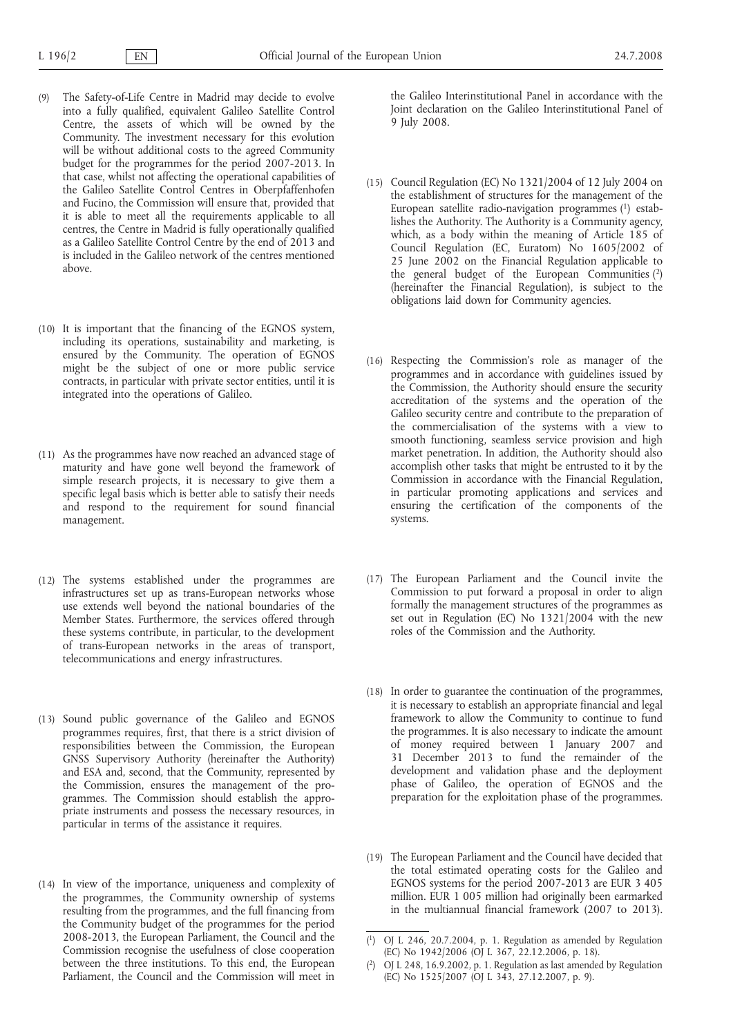(9) The Safety-of-Life Centre in Madrid may decide to evolve into a fully qualified, equivalent Galileo Satellite Control Centre, the assets of which will be owned by the Community. The investment necessary for this evolution will be without additional costs to the agreed Community budget for the programmes for the period 2007-2013. In that case, whilst not affecting the operational capabilities of the Galileo Satellite Control Centres in Oberpfaffenhofen and Fucino, the Commission will ensure that, provided that it is able to meet all the requirements applicable to all centres, the Centre in Madrid is fully operationally qualified as a Galileo Satellite Control Centre by the end of 2013 and is included in the Galileo network of the centres mentioned above.

(10) It is important that the financing of the EGNOS system, including its operations, sustainability and marketing, is ensured by the Community. The operation of EGNOS might be the subject of one or more public service contracts, in particular with private sector entities, until it is integrated into the operations of Galileo.

(11) As the programmes have now reached an advanced stage of maturity and have gone well beyond the framework of simple research projects, it is necessary to give them a specific legal basis which is better able to satisfy their needs and respond to the requirement for sound financial management.

(12) The systems established under the programmes are infrastructures set up as trans-European networks whose use extends well beyond the national boundaries of the Member States. Furthermore, the services offered through these systems contribute, in particular, to the development of trans-European networks in the areas of transport, telecommunications and energy infrastructures.

(13) Sound public governance of the Galileo and EGNOS programmes requires, first, that there is a strict division of responsibilities between the Commission, the European GNSS Supervisory Authority (hereinafter the Authority) and ESA and, second, that the Community, represented by the Commission, ensures the management of the programmes. The Commission should establish the appropriate instruments and possess the necessary resources, in particular in terms of the assistance it requires.

(14) In view of the importance, uniqueness and complexity of the programmes, the Community ownership of systems resulting from the programmes, and the full financing from the Community budget of the programmes for the period 2008-2013, the European Parliament, the Council and the Commission recognise the usefulness of close cooperation between the three institutions. To this end, the European Parliament, the Council and the Commission will meet in the Galileo Interinstitutional Panel in accordance with the Joint declaration on the Galileo Interinstitutional Panel of 9 July 2008.

(15) Council Regulation (EC) No 1321/2004 of 12 July 2004 on the establishment of structures for the management of the European satellite radio-navigation programmes [1] establishes the Authority. The Authority is a Community agency, which, as a body within the meaning of Article 185 of Council Regulation (EC, Euratom) No 1605/2002 of 25 June 2002 on the Financial Regulation applicable to the general budget of the European Communities [2] (hereinafter the Financial Regulation), is subject to the obligations laid down for Community agencies.

(16) Respecting the Commission's role as manager of the programmes and in accordance with guidelines issued by the Commission, the Authority should ensure the security accreditation of the systems and the operation of the Galileo security centre and contribute to the preparation of the commercialisation of the systems with a view to smooth functioning, seamless service provision and high market penetration. In addition, the Authority should also accomplish other tasks that might be entrusted to it by the Commission in accordance with the Financial Regulation, in particular promoting applications and services and ensuring the certification of the components of the systems.

(17) The European Parliament and the Council invite the Commission to put forward a proposal in order to align formally the management structures of the programmes as set out in Regulation (EC) No 1321/2004 with the new roles of the Commission and the Authority.

(18) In order to guarantee the continuation of the programmes, it is necessary to establish an appropriate financial and legal framework to allow the Community to continue to fund the programmes. It is also necessary to indicate the amount of money required between 1 January 2007 and 31 December 2013 to fund the remainder of the development and validation phase and the deployment phase of Galileo, the operation of EGNOS and the preparation for the exploitation phase of the programmes.

(19) The European Parliament and the Council have decided that the total estimated operating costs for the Galileo and EGNOS systems for the period 2007-2013 are EUR 3 405 million. EUR 1 005 million had originally been earmarked in the multiannual financial framework (2007 to 2013).

---

[1] OJ L 246, 20.7.2004, p. 1. Regulation as amended by Regulation (EC) No 1942/2006 (OJ L 367, 22.12.2006, p. 18).

[2] OJ L 248, 16.9.2002, p. 1. Regulation as last amended by Regulation (EC) No 1525/2007 (OJ L 343, 27.12.2007, p. 9).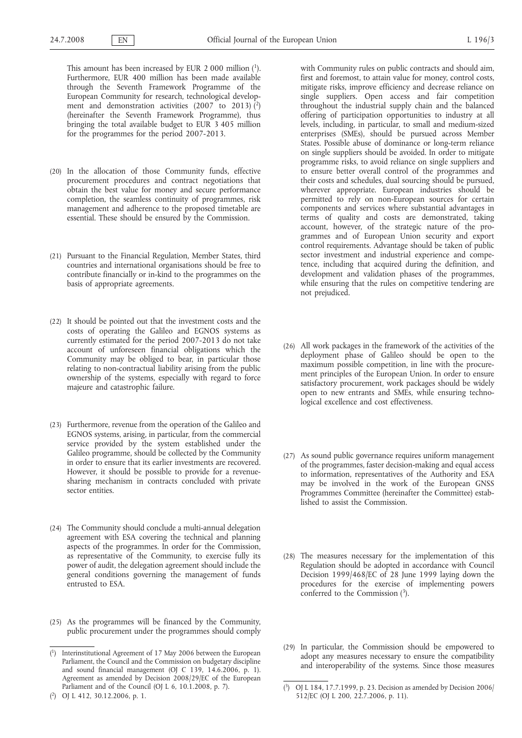This amount has been increased by EUR 2 000 million [1]. Furthermore, EUR 400 million has been made available through the Seventh Framework Programme of the European Community for research, technological development and demonstration activities (2007 to 2013) [2] (hereinafter the Seventh Framework Programme), thus bringing the total available budget to EUR 3 405 million for the programmes for the period 2007-2013.

(20) In the allocation of those Community funds, effective procurement procedures and contract negotiations that obtain the best value for money and secure performance completion, the seamless continuity of programmes, risk management and adherence to the proposed timetable are essential. These should be ensured by the Commission.

(21) Pursuant to the Financial Regulation, Member States, third countries and international organisations should be free to contribute financially or in-kind to the programmes on the basis of appropriate agreements.

(22) It should be pointed out that the investment costs and the costs of operating the Galileo and EGNOS systems as currently estimated for the period 2007-2013 do not take account of unforeseen financial obligations which the Community may be obliged to bear, in particular those relating to non-contractual liability arising from the public ownership of the systems, especially with regard to force majeure and catastrophic failure.

(23) Furthermore, revenue from the operation of the Galileo and EGNOS systems, arising, in particular, from the commercial service provided by the system established under the Galileo programme, should be collected by the Community in order to ensure that its earlier investments are recovered. However, it should be possible to provide for a revenue-sharing mechanism in contracts concluded with private sector entities.

(24) The Community should conclude a multi-annual delegation agreement with ESA covering the technical and planning aspects of the programmes. In order for the Commission, as representative of the Community, to exercise fully its power of audit, the delegation agreement should include the general conditions governing the management of funds entrusted to ESA.

(25) As the programmes will be financed by the Community, public procurement under the programmes should comply with Community rules on public contracts and should aim, first and foremost, to attain value for money, control costs, mitigate risks, improve efficiency and decrease reliance on single suppliers. Open access and fair competition throughout the industrial supply chain and the balanced offering of participation opportunities to industry at all levels, including, in particular, to small and medium-sized enterprises (SMEs), should be pursued across Member States. Possible abuse of dominance or long-term reliance on single suppliers should be avoided. In order to mitigate programme risks, to avoid reliance on single suppliers and to ensure better overall control of the programmes and their costs and schedules, dual sourcing should be pursued, wherever appropriate. European industries should be permitted to rely on non-European sources for certain components and services where substantial advantages in terms of quality and costs are demonstrated, taking account, however, of the strategic nature of the programmes and of European Union security and export control requirements. Advantage should be taken of public sector investment and industrial experience and competence, including that acquired during the definition, and development and validation phases of the programmes, while ensuring that the rules on competitive tendering are not prejudiced.

(26) All work packages in the framework of the activities of the deployment phase of Galileo should be open to the maximum possible competition, in line with the procurement principles of the European Union. In order to ensure satisfactory procurement, work packages should be widely open to new entrants and SMEs, while ensuring technological excellence and cost effectiveness.

(27) As sound public governance requires uniform management of the programmes, faster decision-making and equal access to information, representatives of the Authority and ESA may be involved in the work of the European GNSS Programmes Committee (hereinafter the Committee) established to assist the Commission.

(28) The measures necessary for the implementation of this Regulation should be adopted in accordance with Council Decision 1999/468/EC of 28 June 1999 laying down the procedures for the exercise of implementing powers conferred to the Commission [3].

(29) In particular, the Commission should be empowered to adopt any measures necessary to ensure the compatibility and interoperability of the systems. Since those measures

---

[1] Interinstitutional Agreement of 17 May 2006 between the European Parliament, the Council and the Commission on budgetary discipline and sound financial management (OJ C 139, 14.6.2006, p. 1). Agreement as amended by Decision 2008/29/EC of the European Parliament and of the Council (OJ L 6, 10.1.2008, p. 7).

[2] OJ L 412, 30.12.2006, p. 1.

[3] OJ L 184, 17.7.1999, p. 23. Decision as amended by Decision 2006/512/EC (OJ L 200, 22.7.2006, p. 11).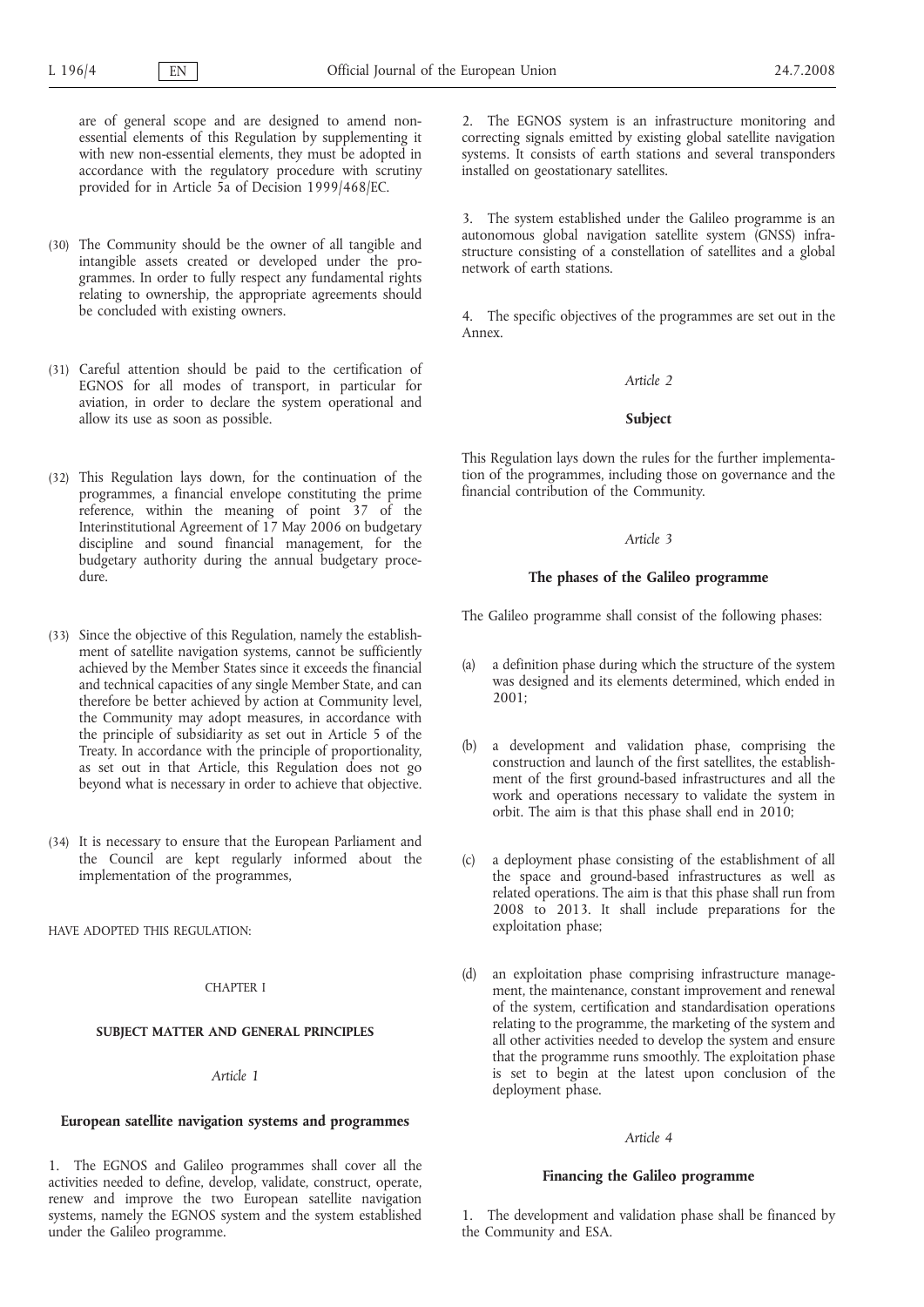are of general scope and are designed to amend non-essential elements of this Regulation by supplementing it with new non-essential elements, they must be adopted in accordance with the regulatory procedure with scrutiny provided for in Article 5a of Decision 1999/468/EC.

(30) The Community should be the owner of all tangible and intangible assets created or developed under the programmes. In order to fully respect any fundamental rights relating to ownership, the appropriate agreements should be concluded with existing owners.

(31) Careful attention should be paid to the certification of EGNOS for all modes of transport, in particular for aviation, in order to declare the system operational and allow its use as soon as possible.

(32) This Regulation lays down, for the continuation of the programmes, a financial envelope constituting the prime reference, within the meaning of point 37 of the Interinstitutional Agreement of 17 May 2006 on budgetary discipline and sound financial management, for the budgetary authority during the annual budgetary procedure.

(33) Since the objective of this Regulation, namely the establishment of satellite navigation systems, cannot be sufficiently achieved by the Member States since it exceeds the financial and technical capacities of any single Member State, and can therefore be better achieved by action at Community level, the Community may adopt measures, in accordance with the principle of subsidiarity as set out in Article 5 of the Treaty. In accordance with the principle of proportionality, as set out in that Article, this Regulation does not go beyond what is necessary in order to achieve that objective.

(34) It is necessary to ensure that the European Parliament and the Council are kept regularly informed about the implementation of the programmes,

HAVE ADOPTED THIS REGULATION:

CHAPTER I

**SUBJECT MATTER AND GENERAL PRINCIPLES**

*Article 1*

**European satellite navigation systems and programmes**

1. The EGNOS and Galileo programmes shall cover all the activities needed to define, develop, validate, construct, operate, renew and improve the two European satellite navigation systems, namely the EGNOS system and the system established under the Galileo programme.

2. The EGNOS system is an infrastructure monitoring and correcting signals emitted by existing global satellite navigation systems. It consists of earth stations and several transponders installed on geostationary satellites.

3. The system established under the Galileo programme is an autonomous global navigation satellite system (GNSS) infrastructure consisting of a constellation of satellites and a global network of earth stations.

4. The specific objectives of the programmes are set out in the Annex.

*Article 2*

**Subject**

This Regulation lays down the rules for the further implementation of the programmes, including those on governance and the financial contribution of the Community.

*Article 3*

**The phases of the Galileo programme**

The Galileo programme shall consist of the following phases:

(a) a definition phase during which the structure of the system was designed and its elements determined, which ended in 2001;

(b) a development and validation phase, comprising the construction and launch of the first satellites, the establishment of the first ground-based infrastructures and all the work and operations necessary to validate the system in orbit. The aim is that this phase shall end in 2010;

(c) a deployment phase consisting of the establishment of all the space and ground-based infrastructures as well as related operations. The aim is that this phase shall run from 2008 to 2013. It shall include preparations for the exploitation phase;

(d) an exploitation phase comprising infrastructure management, the maintenance, constant improvement and renewal of the system, certification and standardisation operations relating to the programme, the marketing of the system and all other activities needed to develop the system and ensure that the programme runs smoothly. The exploitation phase is set to begin at the latest upon conclusion of the deployment phase.

*Article 4*

**Financing the Galileo programme**

1. The development and validation phase shall be financed by the Community and ESA.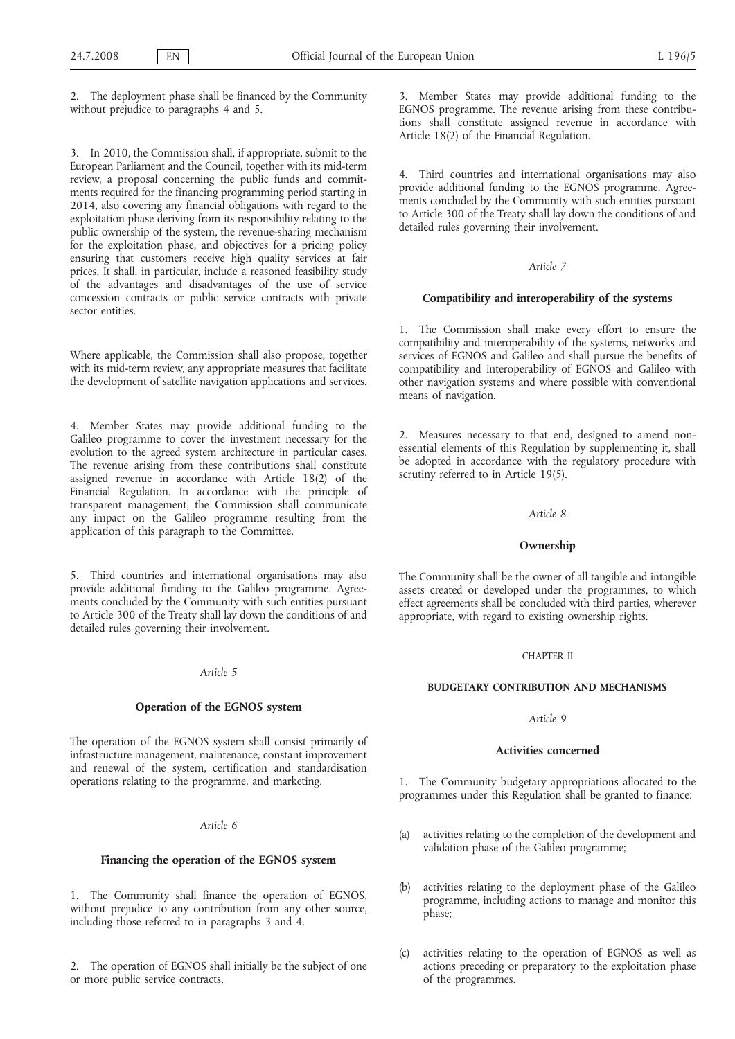2. The deployment phase shall be financed by the Community without prejudice to paragraphs 4 and 5.

3. In 2010, the Commission shall, if appropriate, submit to the European Parliament and the Council, together with its mid-term review, a proposal concerning the public funds and commitments required for the financing programming period starting in 2014, also covering any financial obligations with regard to the exploitation phase deriving from its responsibility relating to the public ownership of the system, the revenue-sharing mechanism for the exploitation phase, and objectives for a pricing policy ensuring that customers receive high quality services at fair prices. It shall, in particular, include a reasoned feasibility study of the advantages and disadvantages of the use of service concession contracts or public service contracts with private sector entities.

Where applicable, the Commission shall also propose, together with its mid-term review, any appropriate measures that facilitate the development of satellite navigation applications and services.

4. Member States may provide additional funding to the Galileo programme to cover the investment necessary for the evolution to the agreed system architecture in particular cases. The revenue arising from these contributions shall constitute assigned revenue in accordance with Article 18(2) of the Financial Regulation. In accordance with the principle of transparent management, the Commission shall communicate any impact on the Galileo programme resulting from the application of this paragraph to the Committee.

5. Third countries and international organisations may also provide additional funding to the Galileo programme. Agreements concluded by the Community with such entities pursuant to Article 300 of the Treaty shall lay down the conditions of and detailed rules governing their involvement.

*Article 5*

**Operation of the EGNOS system**

The operation of the EGNOS system shall consist primarily of infrastructure management, maintenance, constant improvement and renewal of the system, certification and standardisation operations relating to the programme, and marketing.

*Article 6*

**Financing the operation of the EGNOS system**

1. The Community shall finance the operation of EGNOS, without prejudice to any contribution from any other source, including those referred to in paragraphs 3 and 4.

2. The operation of EGNOS shall initially be the subject of one or more public service contracts.

3. Member States may provide additional funding to the EGNOS programme. The revenue arising from these contributions shall constitute assigned revenue in accordance with Article 18(2) of the Financial Regulation.

4. Third countries and international organisations may also provide additional funding to the EGNOS programme. Agreements concluded by the Community with such entities pursuant to Article 300 of the Treaty shall lay down the conditions of and detailed rules governing their involvement.

*Article 7*

**Compatibility and interoperability of the systems**

1. The Commission shall make every effort to ensure the compatibility and interoperability of the systems, networks and services of EGNOS and Galileo and shall pursue the benefits of compatibility and interoperability of EGNOS and Galileo with other navigation systems and where possible with conventional means of navigation.

2. Measures necessary to that end, designed to amend non-essential elements of this Regulation by supplementing it, shall be adopted in accordance with the regulatory procedure with scrutiny referred to in Article 19(5).

*Article 8*

**Ownership**

The Community shall be the owner of all tangible and intangible assets created or developed under the programmes, to which effect agreements shall be concluded with third parties, wherever appropriate, with regard to existing ownership rights.

CHAPTER II

**BUDGETARY CONTRIBUTION AND MECHANISMS**

*Article 9*

**Activities concerned**

1. The Community budgetary appropriations allocated to the programmes under this Regulation shall be granted to finance:

(a) activities relating to the completion of the development and validation phase of the Galileo programme;

(b) activities relating to the deployment phase of the Galileo programme, including actions to manage and monitor this phase;

(c) activities relating to the operation of EGNOS as well as actions preceding or preparatory to the exploitation phase of the programmes.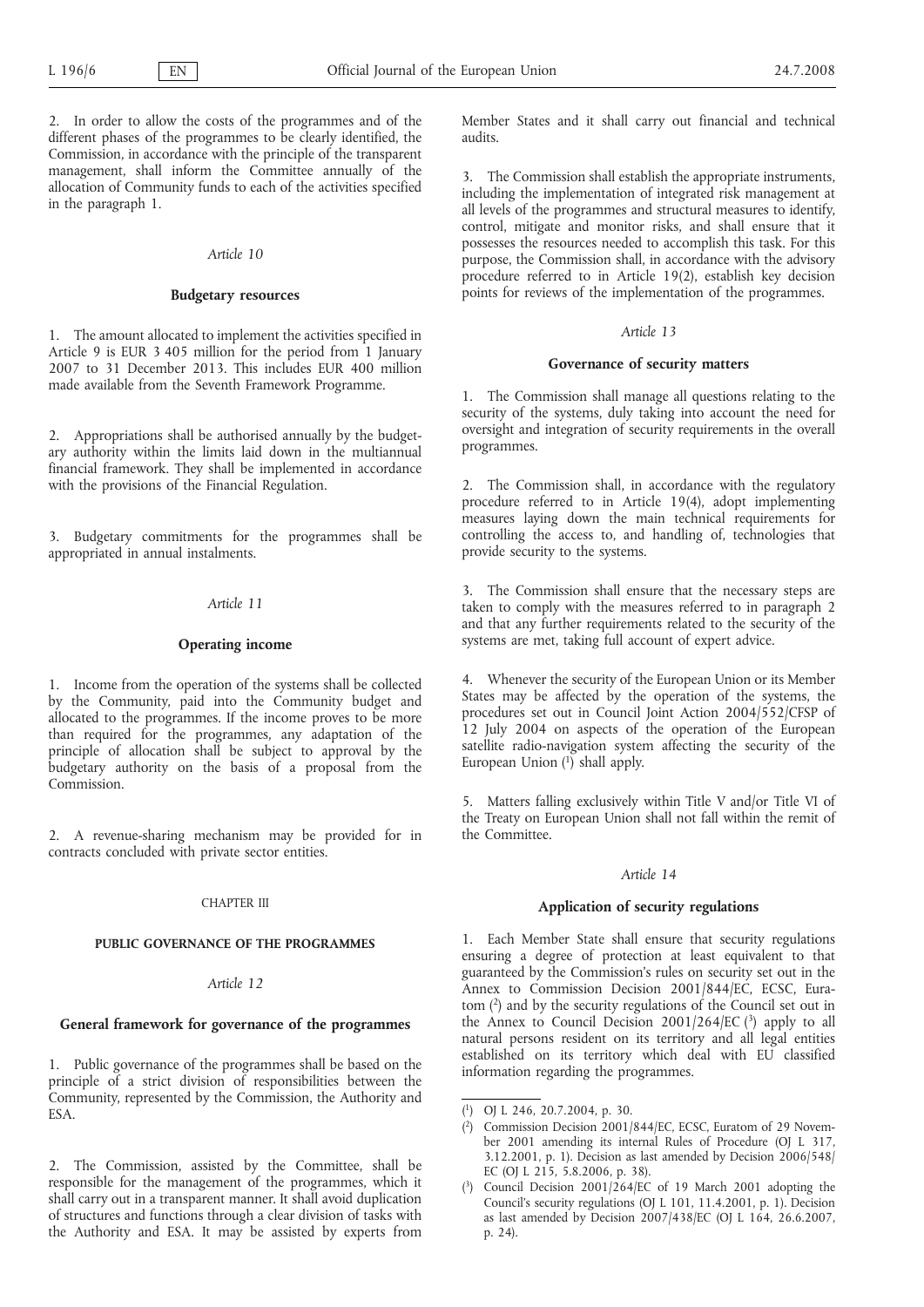2. In order to allow the costs of the programmes and of the different phases of the programmes to be clearly identified, the Commission, in accordance with the principle of the transparent management, shall inform the Committee annually of the allocation of Community funds to each of the activities specified in the paragraph 1.

*Article 10*

**Budgetary resources**

1. The amount allocated to implement the activities specified in Article 9 is EUR 3 405 million for the period from 1 January 2007 to 31 December 2013. This includes EUR 400 million made available from the Seventh Framework Programme.

2. Appropriations shall be authorised annually by the budgetary authority within the limits laid down in the multiannual financial framework. They shall be implemented in accordance with the provisions of the Financial Regulation.

3. Budgetary commitments for the programmes shall be appropriated in annual instalments.

*Article 11*

**Operating income**

1. Income from the operation of the systems shall be collected by the Community, paid into the Community budget and allocated to the programmes. If the income proves to be more than required for the programmes, any adaptation of the principle of allocation shall be subject to approval by the budgetary authority on the basis of a proposal from the Commission.

2. A revenue-sharing mechanism may be provided for in contracts concluded with private sector entities.

CHAPTER III

**PUBLIC GOVERNANCE OF THE PROGRAMMES**

*Article 12*

**General framework for governance of the programmes**

1. Public governance of the programmes shall be based on the principle of a strict division of responsibilities between the Community, represented by the Commission, the Authority and ESA.

2. The Commission, assisted by the Committee, shall be responsible for the management of the programmes, which it shall carry out in a transparent manner. It shall avoid duplication of structures and functions through a clear division of tasks with the Authority and ESA. It may be assisted by experts from Member States and it shall carry out financial and technical audits.

3. The Commission shall establish the appropriate instruments, including the implementation of integrated risk management at all levels of the programmes and structural measures to identify, control, mitigate and monitor risks, and shall ensure that it possesses the resources needed to accomplish this task. For this purpose, the Commission shall, in accordance with the advisory procedure referred to in Article 19(2), establish key decision points for reviews of the implementation of the programmes.

*Article 13*

**Governance of security matters**

1. The Commission shall manage all questions relating to the security of the systems, duly taking into account the need for oversight and integration of security requirements in the overall programmes.

2. The Commission shall, in accordance with the regulatory procedure referred to in Article 19(4), adopt implementing measures laying down the main technical requirements for controlling the access to, and handling of, technologies that provide security to the systems.

3. The Commission shall ensure that the necessary steps are taken to comply with the measures referred to in paragraph 2 and that any further requirements related to the security of the systems are met, taking full account of expert advice.

4. Whenever the security of the European Union or its Member States may be affected by the operation of the systems, the procedures set out in Council Joint Action 2004/552/CFSP of 12 July 2004 on aspects of the operation of the European satellite radio-navigation system affecting the security of the European Union [1] shall apply.

5. Matters falling exclusively within Title V and/or Title VI of the Treaty on European Union shall not fall within the remit of the Committee.

*Article 14*

**Application of security regulations**

1. Each Member State shall ensure that security regulations ensuring a degree of protection at least equivalent to that guaranteed by the Commission's rules on security set out in the Annex to Commission Decision 2001/844/EC, ECSC, Euratom [2] and by the security regulations of the Council set out in the Annex to Council Decision 2001/264/EC [3] apply to all natural persons resident on its territory and all legal entities established on its territory which deal with EU classified information regarding the programmes.

---

[1] OJ L 246, 20.7.2004, p. 30.

[2] Commission Decision 2001/844/EC, ECSC, Euratom of 29 November 2001 amending its internal Rules of Procedure (OJ L 317, 3.12.2001, p. 1). Decision as last amended by Decision 2006/548/EC (OJ L 215, 5.8.2006, p. 38).

[3] Council Decision 2001/264/EC of 19 March 2001 adopting the Council's security regulations (OJ L 101, 11.4.2001, p. 1). Decision as last amended by Decision 2007/438/EC (OJ L 164, 26.6.2007, p. 24).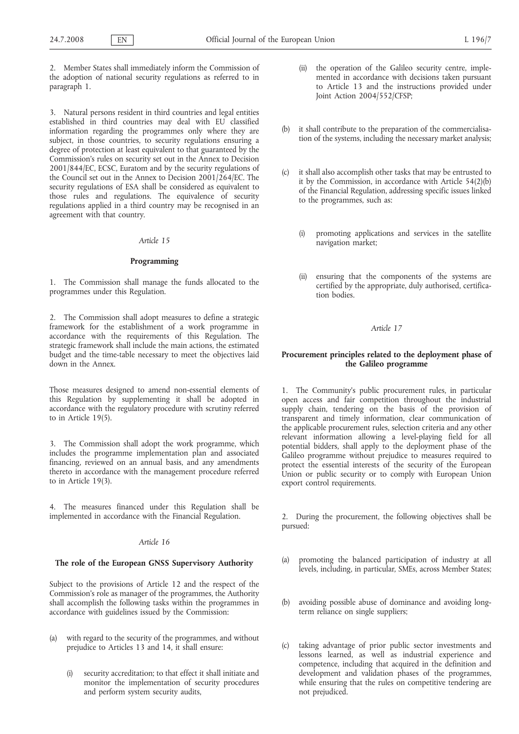2. Member States shall immediately inform the Commission of the adoption of national security regulations as referred to in paragraph 1.

3. Natural persons resident in third countries and legal entities established in third countries may deal with EU classified information regarding the programmes only where they are subject, in those countries, to security regulations ensuring a degree of protection at least equivalent to that guaranteed by the Commission's rules on security set out in the Annex to Decision 2001/844/EC, ECSC, Euratom and by the security regulations of the Council set out in the Annex to Decision 2001/264/EC. The security regulations of ESA shall be considered as equivalent to those rules and regulations. The equivalence of security regulations applied in a third country may be recognised in an agreement with that country.

*Article 15*

**Programming**

1. The Commission shall manage the funds allocated to the programmes under this Regulation.

2. The Commission shall adopt measures to define a strategic framework for the establishment of a work programme in accordance with the requirements of this Regulation. The strategic framework shall include the main actions, the estimated budget and the time-table necessary to meet the objectives laid down in the Annex.

Those measures designed to amend non-essential elements of this Regulation by supplementing it shall be adopted in accordance with the regulatory procedure with scrutiny referred to in Article 19(5).

3. The Commission shall adopt the work programme, which includes the programme implementation plan and associated financing, reviewed on an annual basis, and any amendments thereto in accordance with the management procedure referred to in Article 19(3).

4. The measures financed under this Regulation shall be implemented in accordance with the Financial Regulation.

*Article 16*

**The role of the European GNSS Supervisory Authority**

Subject to the provisions of Article 12 and the respect of the Commission's role as manager of the programmes, the Authority shall accomplish the following tasks within the programmes in accordance with guidelines issued by the Commission:

(a) with regard to the security of the programmes, and without prejudice to Articles 13 and 14, it shall ensure:

   (i) security accreditation; to that effect it shall initiate and monitor the implementation of security procedures and perform system security audits,

   (ii) the operation of the Galileo security centre, implemented in accordance with decisions taken pursuant to Article 13 and the instructions provided under Joint Action 2004/552/CFSP;

(b) it shall contribute to the preparation of the commercialisation of the systems, including the necessary market analysis;

(c) it shall also accomplish other tasks that may be entrusted to it by the Commission, in accordance with Article 54(2)(b) of the Financial Regulation, addressing specific issues linked to the programmes, such as:

   (i) promoting applications and services in the satellite navigation market;

   (ii) ensuring that the components of the systems are certified by the appropriate, duly authorised, certification bodies.

*Article 17*

**Procurement principles related to the deployment phase of the Galileo programme**

1. The Community's public procurement rules, in particular open access and fair competition throughout the industrial supply chain, tendering on the basis of the provision of transparent and timely information, clear communication of the applicable procurement rules, selection criteria and any other relevant information allowing a level-playing field for all potential bidders, shall apply to the deployment phase of the Galileo programme without prejudice to measures required to protect the essential interests of the security of the European Union or public security or to comply with European Union export control requirements.

2. During the procurement, the following objectives shall be pursued:

(a) promoting the balanced participation of industry at all levels, including, in particular, SMEs, across Member States;

(b) avoiding possible abuse of dominance and avoiding long-term reliance on single suppliers;

(c) taking advantage of prior public sector investments and lessons learned, as well as industrial experience and competence, including that acquired in the definition and development and validation phases of the programmes, while ensuring that the rules on competitive tendering are not prejudiced.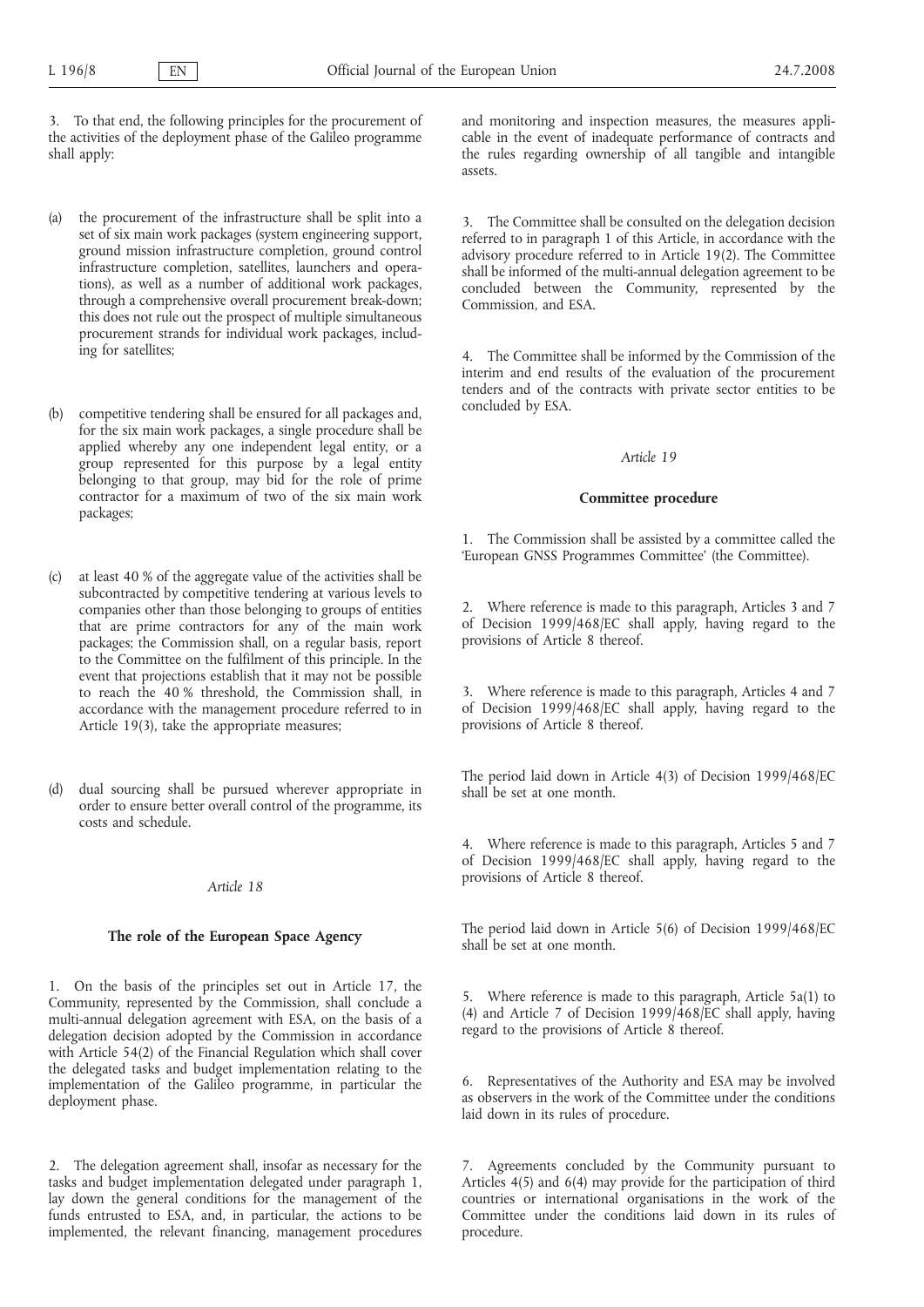3. To that end, the following principles for the procurement of the activities of the deployment phase of the Galileo programme shall apply:

(a) the procurement of the infrastructure shall be split into a set of six main work packages (system engineering support, ground mission infrastructure completion, ground control infrastructure completion, satellites, launchers and operations), as well as a number of additional work packages, through a comprehensive overall procurement break-down; this does not rule out the prospect of multiple simultaneous procurement strands for individual work packages, including for satellites;

(b) competitive tendering shall be ensured for all packages and, for the six main work packages, a single procedure shall be applied whereby any one independent legal entity, or a group represented for this purpose by a legal entity belonging to that group, may bid for the role of prime contractor for a maximum of two of the six main work packages;

(c) at least 40 % of the aggregate value of the activities shall be subcontracted by competitive tendering at various levels to companies other than those belonging to groups of entities that are prime contractors for any of the main work packages; the Commission shall, on a regular basis, report to the Committee on the fulfilment of this principle. In the event that projections establish that it may not be possible to reach the 40 % threshold, the Commission shall, in accordance with the management procedure referred to in Article 19(3), take the appropriate measures;

(d) dual sourcing shall be pursued wherever appropriate in order to ensure better overall control of the programme, its costs and schedule.

*Article 18*

**The role of the European Space Agency**

1. On the basis of the principles set out in Article 17, the Community, represented by the Commission, shall conclude a multi-annual delegation agreement with ESA, on the basis of a delegation decision adopted by the Commission in accordance with Article 54(2) of the Financial Regulation which shall cover the delegated tasks and budget implementation relating to the implementation of the Galileo programme, in particular the deployment phase.

2. The delegation agreement shall, insofar as necessary for the tasks and budget implementation delegated under paragraph 1, lay down the general conditions for the management of the funds entrusted to ESA, and, in particular, the actions to be implemented, the relevant financing, management procedures and monitoring and inspection measures, the measures applicable in the event of inadequate performance of contracts and the rules regarding ownership of all tangible and intangible assets.

3. The Committee shall be consulted on the delegation decision referred to in paragraph 1 of this Article, in accordance with the advisory procedure referred to in Article 19(2). The Committee shall be informed of the multi-annual delegation agreement to be concluded between the Community, represented by the Commission, and ESA.

4. The Committee shall be informed by the Commission of the interim and end results of the evaluation of the procurement tenders and of the contracts with private sector entities to be concluded by ESA.

*Article 19*

**Committee procedure**

1. The Commission shall be assisted by a committee called the 'European GNSS Programmes Committee' (the Committee).

2. Where reference is made to this paragraph, Articles 3 and 7 of Decision 1999/468/EC shall apply, having regard to the provisions of Article 8 thereof.

3. Where reference is made to this paragraph, Articles 4 and 7 of Decision 1999/468/EC shall apply, having regard to the provisions of Article 8 thereof.

The period laid down in Article 4(3) of Decision 1999/468/EC shall be set at one month.

4. Where reference is made to this paragraph, Articles 5 and 7 of Decision 1999/468/EC shall apply, having regard to the provisions of Article 8 thereof.

The period laid down in Article 5(6) of Decision 1999/468/EC shall be set at one month.

5. Where reference is made to this paragraph, Article 5a(1) to (4) and Article 7 of Decision 1999/468/EC shall apply, having regard to the provisions of Article 8 thereof.

6. Representatives of the Authority and ESA may be involved as observers in the work of the Committee under the conditions laid down in its rules of procedure.

7. Agreements concluded by the Community pursuant to Articles 4(5) and 6(4) may provide for the participation of third countries or international organisations in the work of the Committee under the conditions laid down in its rules of procedure.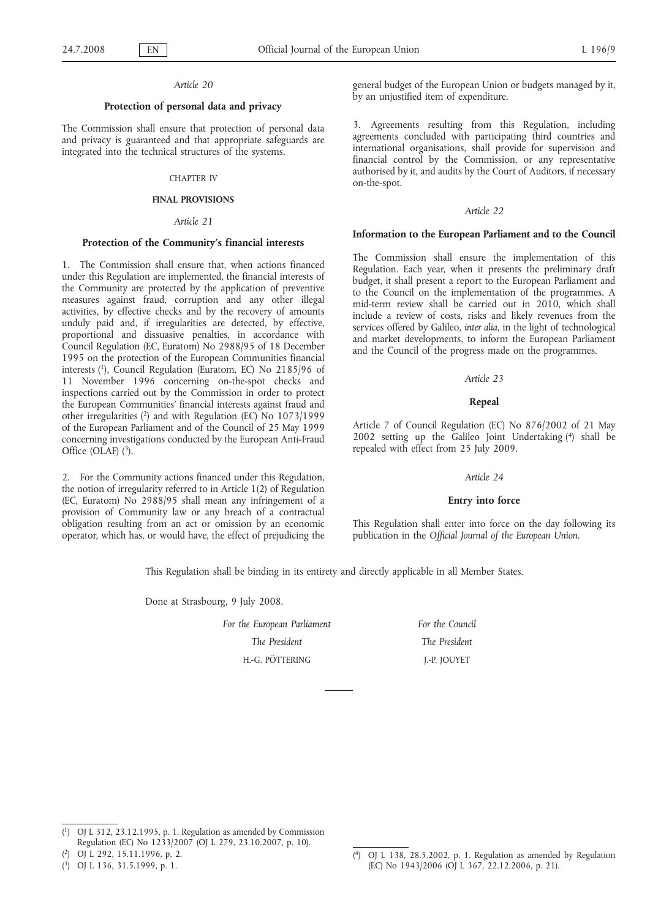*Article 20*

**Protection of personal data and privacy**

The Commission shall ensure that protection of personal data and privacy is guaranteed and that appropriate safeguards are integrated into the technical structures of the systems.

CHAPTER IV

**FINAL PROVISIONS**

*Article 21*

**Protection of the Community's financial interests**

1. The Commission shall ensure that, when actions financed under this Regulation are implemented, the financial interests of the Community are protected by the application of preventive measures against fraud, corruption and any other illegal activities, by effective checks and by the recovery of amounts unduly paid and, if irregularities are detected, by effective, proportional and dissuasive penalties, in accordance with Council Regulation (EC, Euratom) No 2988/95 of 18 December 1995 on the protection of the European Communities financial interests [1], Council Regulation (Euratom, EC) No 2185/96 of 11 November 1996 concerning on-the-spot checks and inspections carried out by the Commission in order to protect the European Communities' financial interests against fraud and other irregularities [2] and with Regulation (EC) No 1073/1999 of the European Parliament and of the Council of 25 May 1999 concerning investigations conducted by the European Anti-Fraud Office (OLAF) [3].

2. For the Community actions financed under this Regulation, the notion of irregularity referred to in Article 1(2) of Regulation (EC, Euratom) No 2988/95 shall mean any infringement of a provision of Community law or any breach of a contractual obligation resulting from an act or omission by an economic operator, which has, or would have, the effect of prejudicing the general budget of the European Union or budgets managed by it, by an unjustified item of expenditure.

3. Agreements resulting from this Regulation, including agreements concluded with participating third countries and international organisations, shall provide for supervision and financial control by the Commission, or any representative authorised by it, and audits by the Court of Auditors, if necessary on-the-spot.

*Article 22*

**Information to the European Parliament and to the Council**

The Commission shall ensure the implementation of this Regulation. Each year, when it presents the preliminary draft budget, it shall present a report to the European Parliament and to the Council on the implementation of the programmes. A mid-term review shall be carried out in 2010, which shall include a review of costs, risks and likely revenues from the services offered by Galileo, *inter alia*, in the light of technological and market developments, to inform the European Parliament and the Council of the progress made on the programmes.

*Article 23*

**Repeal**

Article 7 of Council Regulation (EC) No 876/2002 of 21 May 2002 setting up the Galileo Joint Undertaking [4] shall be repealed with effect from 25 July 2009.

*Article 24*

**Entry into force**

This Regulation shall enter into force on the day following its publication in the *Official Journal of the European Union*.

This Regulation shall be binding in its entirety and directly applicable in all Member States.

Done at Strasbourg, 9 July 2008.

| *For the European Parliament* | *For the Council* |
|---|---|
| *The President* | *The President* |
| H.-G. PÖTTERING | J.-P. JOUYET |

---

[1] OJ L 312, 23.12.1995, p. 1. Regulation as amended by Commission Regulation (EC) No 1233/2007 (OJ L 279, 23.10.2007, p. 10).

[2] OJ L 292, 15.11.1996, p. 2.

[3] OJ L 136, 31.5.1999, p. 1.

[4] OJ L 138, 28.5.2002, p. 1. Regulation as amended by Regulation (EC) No 1943/2006 (OJ L 367, 22.12.2006, p. 21).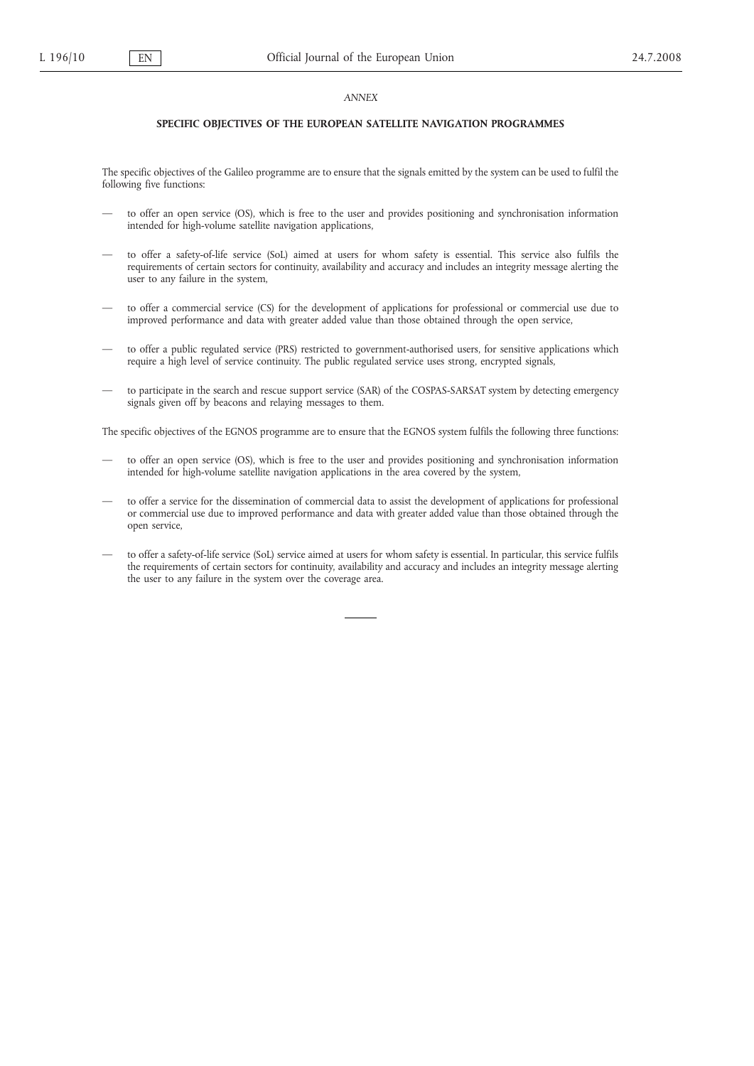*ANNEX*

## SPECIFIC OBJECTIVES OF THE EUROPEAN SATELLITE NAVIGATION PROGRAMMES

The specific objectives of the Galileo programme are to ensure that the signals emitted by the system can be used to fulfil the following five functions:

- to offer an open service (OS), which is free to the user and provides positioning and synchronisation information intended for high-volume satellite navigation applications,
- to offer a safety-of-life service (SoL) aimed at users for whom safety is essential. This service also fulfils the requirements of certain sectors for continuity, availability and accuracy and includes an integrity message alerting the user to any failure in the system,
- to offer a commercial service (CS) for the development of applications for professional or commercial use due to improved performance and data with greater added value than those obtained through the open service,
- to offer a public regulated service (PRS) restricted to government-authorised users, for sensitive applications which require a high level of service continuity. The public regulated service uses strong, encrypted signals,
- to participate in the search and rescue support service (SAR) of the COSPAS-SARSAT system by detecting emergency signals given off by beacons and relaying messages to them.

The specific objectives of the EGNOS programme are to ensure that the EGNOS system fulfils the following three functions:

- to offer an open service (OS), which is free to the user and provides positioning and synchronisation information intended for high-volume satellite navigation applications in the area covered by the system,
- to offer a service for the dissemination of commercial data to assist the development of applications for professional or commercial use due to improved performance and data with greater added value than those obtained through the open service,
- to offer a safety-of-life service (SoL) service aimed at users for whom safety is essential. In particular, this service fulfils the requirements of certain sectors for continuity, availability and accuracy and includes an integrity message alerting the user to any failure in the system over the coverage area.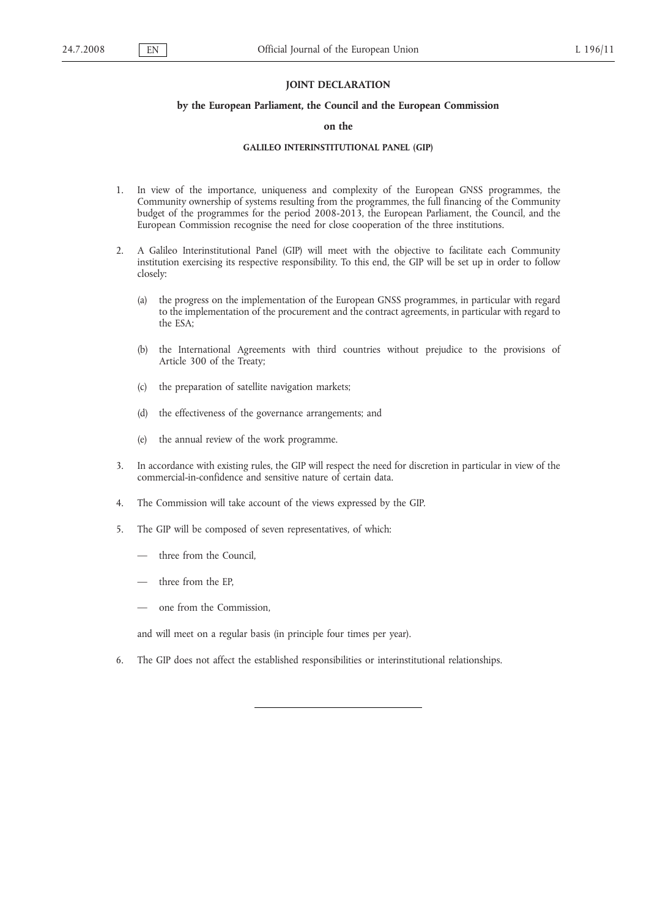**JOINT DECLARATION**

**by the European Parliament, the Council and the European Commission**

**on the**

**GALILEO INTERINSTITUTIONAL PANEL (GIP)**

1. In view of the importance, uniqueness and complexity of the European GNSS programmes, the Community ownership of systems resulting from the programmes, the full financing of the Community budget of the programmes for the period 2008-2013, the European Parliament, the Council, and the European Commission recognise the need for close cooperation of the three institutions.

2. A Galileo Interinstitutional Panel (GIP) will meet with the objective to facilitate each Community institution exercising its respective responsibility. To this end, the GIP will be set up in order to follow closely:

   (a) the progress on the implementation of the European GNSS programmes, in particular with regard to the implementation of the procurement and the contract agreements, in particular with regard to the ESA;

   (b) the International Agreements with third countries without prejudice to the provisions of Article 300 of the Treaty;

   (c) the preparation of satellite navigation markets;

   (d) the effectiveness of the governance arrangements; and

   (e) the annual review of the work programme.

3. In accordance with existing rules, the GIP will respect the need for discretion in particular in view of the commercial-in-confidence and sensitive nature of certain data.

4. The Commission will take account of the views expressed by the GIP.

5. The GIP will be composed of seven representatives, of which:

   — three from the Council,

   — three from the EP,

   — one from the Commission,

   and will meet on a regular basis (in principle four times per year).

6. The GIP does not affect the established responsibilities or interinstitutional relationships.